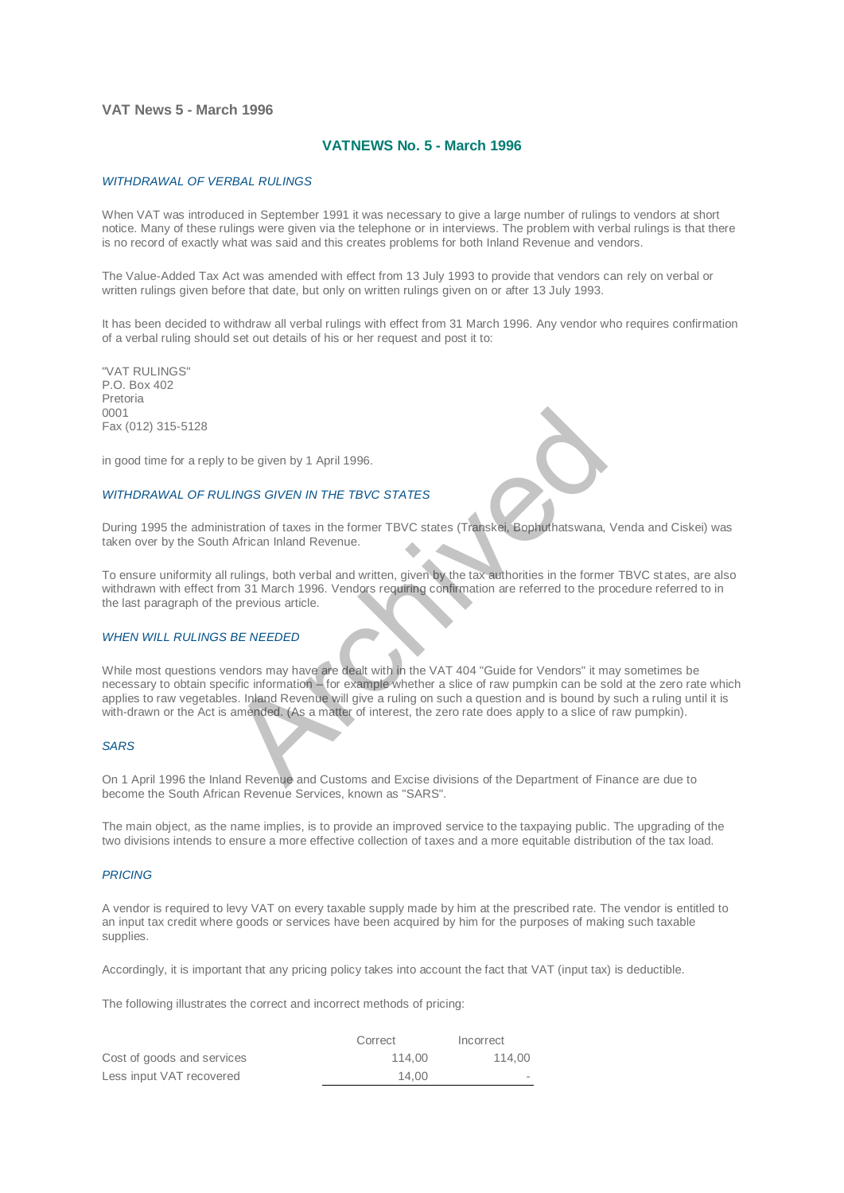VAT News 5 - March 1996

# VATNEWS No. 5 - March 1996

### *WITHDRAWAL OF VERBAL RULINGS*

When VAT was introduced in September 1991 it was necessary to give a large number of rulings to vendors at short notice. Many of these rulings were given via the telephone or in interviews. The problem with verbal rulings is that there is no record of exactly what was said and this creates problems for both Inland Revenue and vendors.

The Value-Added Tax Act was amended with effect from 13 July 1993 to provide that vendors can rely on verbal or written rulings given before that date, but only on written rulings given on or after 13 July 1993.

It has been decided to withdraw all verbal rulings with effect from 31 March 1996. Any vendor who requires confirmation of a verbal ruling should set out details of his or her request and post it to:

"VAT RULINGS"
P.O. Box 402
Pretoria
0001
Fax (012) 315-5128

in good time for a reply to be given by 1 April 1996.

### *WITHDRAWAL OF RULINGS GIVEN IN THE TBVC STATES*

During 1995 the administration of taxes in the former TBVC states (Transkei, Bophuthatswana, Venda and Ciskei) was taken over by the South African Inland Revenue.

To ensure uniformity all rulings, both verbal and written, given by the tax authorities in the former TBVC states, are also withdrawn with effect from 31 March 1996. Vendors requiring confirmation are referred to the procedure referred to in the last paragraph of the previous article.

### *WHEN WILL RULINGS BE NEEDED*

While most questions vendors may have are dealt with in the VAT 404 "Guide for Vendors" it may sometimes be necessary to obtain specific information – for example whether a slice of raw pumpkin can be sold at the zero rate which applies to raw vegetables. Inland Revenue will give a ruling on such a question and is bound by such a ruling until it is with-drawn or the Act is amended. (As a matter of interest, the zero rate does apply to a slice of raw pumpkin).

### *SARS*

On 1 April 1996 the Inland Revenue and Customs and Excise divisions of the Department of Finance are due to become the South African Revenue Services, known as "SARS".

The main object, as the name implies, is to provide an improved service to the taxpaying public. The upgrading of the two divisions intends to ensure a more effective collection of taxes and a more equitable distribution of the tax load.

### *PRICING*

A vendor is required to levy VAT on every taxable supply made by him at the prescribed rate. The vendor is entitled to an input tax credit where goods or services have been acquired by him for the purposes of making such taxable supplies.

Accordingly, it is important that any pricing policy takes into account the fact that VAT (input tax) is deductible.

The following illustrates the correct and incorrect methods of pricing:

| | Correct | Incorrect |
|---|---|---|
| Cost of goods and services | 114,00 | 114,00 |
| Less input VAT recovered | 14,00 | - |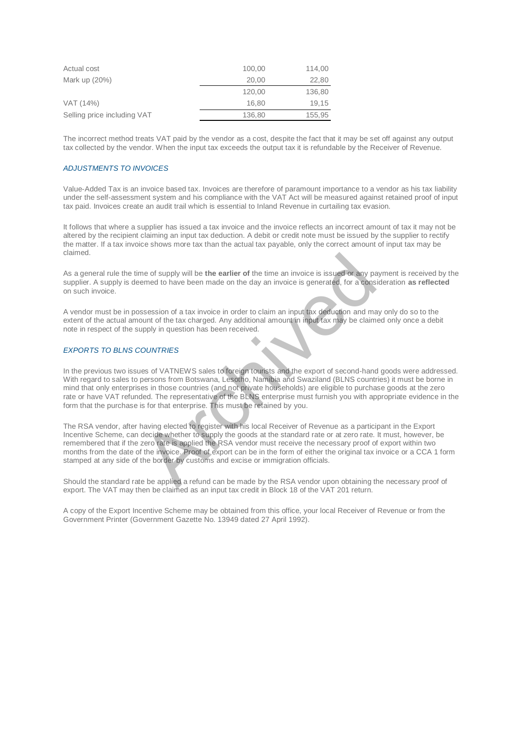| | | |
|---|---|---|
| Actual cost | 100,00 | 114,00 |
| Mark up (20%) | 20,00 | 22,80 |
| | 120,00 | 136,80 |
| VAT (14%) | 16,80 | 19,15 |
| Selling price including VAT | 136,80 | 155,95 |

The incorrect method treats VAT paid by the vendor as a cost, despite the fact that it may be set off against any output tax collected by the vendor. When the input tax exceeds the output tax it is refundable by the Receiver of Revenue.

### *ADJUSTMENTS TO INVOICES*

Value-Added Tax is an invoice based tax. Invoices are therefore of paramount importance to a vendor as his tax liability under the self-assessment system and his compliance with the VAT Act will be measured against retained proof of input tax paid. Invoices create an audit trail which is essential to Inland Revenue in curtailing tax evasion.

It follows that where a supplier has issued a tax invoice and the invoice reflects an incorrect amount of tax it may not be altered by the recipient claiming an input tax deduction. A debit or credit note must be issued by the supplier to rectify the matter. If a tax invoice shows more tax than the actual tax payable, only the correct amount of input tax may be claimed.

As a general rule the time of supply will be **the earlier of** the time an invoice is issued or any payment is received by the supplier. A supply is deemed to have been made on the day an invoice is generated, for a consideration **as reflected** on such invoice.

A vendor must be in possession of a tax invoice in order to claim an input tax deduction and may only do so to the extent of the actual amount of the tax charged. Any additional amount in input tax may be claimed only once a debit note in respect of the supply in question has been received.

### *EXPORTS TO BLNS COUNTRIES*

In the previous two issues of VATNEWS sales to foreign tourists and the export of second-hand goods were addressed. With regard to sales to persons from Botswana, Lesotho, Namibia and Swaziland (BLNS countries) it must be borne in mind that only enterprises in those countries (and not private households) are eligible to purchase goods at the zero rate or have VAT refunded. The representative of the BLNS enterprise must furnish you with appropriate evidence in the form that the purchase is for that enterprise. This must be retained by you.

The RSA vendor, after having elected to register with his local Receiver of Revenue as a participant in the Export Incentive Scheme, can decide whether to supply the goods at the standard rate or at zero rate. It must, however, be remembered that if the zero rate is applied the RSA vendor must receive the necessary proof of export within two months from the date of the invoice. Proof of export can be in the form of either the original tax invoice or a CCA 1 form stamped at any side of the border by customs and excise or immigration officials.

Should the standard rate be applied a refund can be made by the RSA vendor upon obtaining the necessary proof of export. The VAT may then be claimed as an input tax credit in Block 18 of the VAT 201 return.

A copy of the Export Incentive Scheme may be obtained from this office, your local Receiver of Revenue or from the Government Printer (Government Gazette No. 13949 dated 27 April 1992).